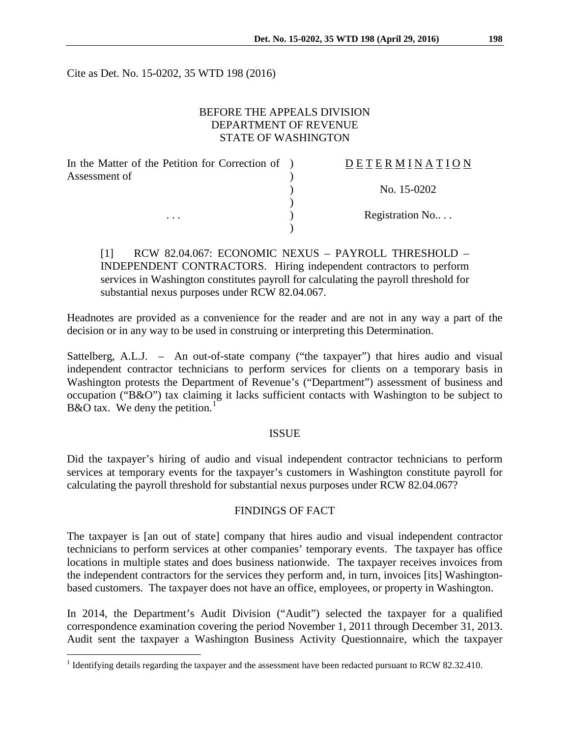Cite as Det. No. 15-0202, 35 WTD 198 (2016)

BEFORE THE APPEALS DIVISION
DEPARTMENT OF REVENUE
STATE OF WASHINGTON

| In the Matter of the Petition for Correction of Assessment of | ) | D E T E R M I N A T I O N |
|---|---|---|
| | ) | No. 15-0202 |
| . . . | ) | Registration No.. . . |

[1] RCW 82.04.067: ECONOMIC NEXUS – PAYROLL THRESHOLD – INDEPENDENT CONTRACTORS. Hiring independent contractors to perform services in Washington constitutes payroll for calculating the payroll threshold for substantial nexus purposes under RCW 82.04.067.

Headnotes are provided as a convenience for the reader and are not in any way a part of the decision or in any way to be used in construing or interpreting this Determination.

Sattelberg, A.L.J. – An out-of-state company ("the taxpayer") that hires audio and visual independent contractor technicians to perform services for clients on a temporary basis in Washington protests the Department of Revenue's ("Department") assessment of business and occupation ("B&O") tax claiming it lacks sufficient contacts with Washington to be subject to B&O tax. We deny the petition.[1]

## ISSUE

Did the taxpayer's hiring of audio and visual independent contractor technicians to perform services at temporary events for the taxpayer's customers in Washington constitute payroll for calculating the payroll threshold for substantial nexus purposes under RCW 82.04.067?

## FINDINGS OF FACT

The taxpayer is [an out of state] company that hires audio and visual independent contractor technicians to perform services at other companies' temporary events. The taxpayer has office locations in multiple states and does business nationwide. The taxpayer receives invoices from the independent contractors for the services they perform and, in turn, invoices [its] Washington-based customers. The taxpayer does not have an office, employees, or property in Washington.

In 2014, the Department's Audit Division ("Audit") selected the taxpayer for a qualified correspondence examination covering the period November 1, 2011 through December 31, 2013. Audit sent the taxpayer a Washington Business Activity Questionnaire, which the taxpayer

[1] Identifying details regarding the taxpayer and the assessment have been redacted pursuant to RCW 82.32.410.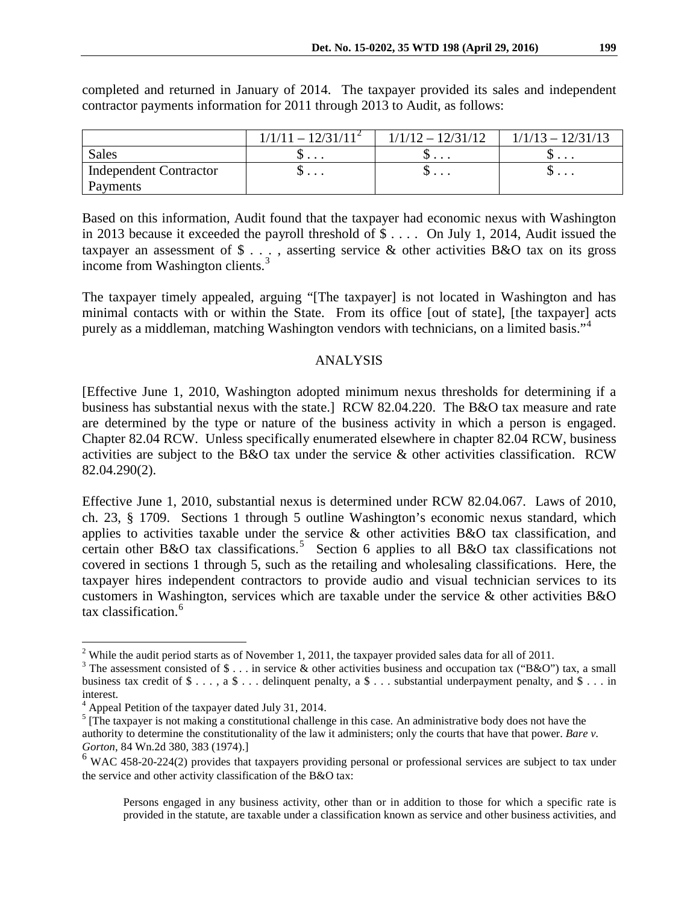completed and returned in January of 2014. The taxpayer provided its sales and independent contractor payments information for 2011 through 2013 to Audit, as follows:

| | 1/1/11 – 12/31/11[2] | 1/1/12 – 12/31/12 | 1/1/13 – 12/31/13 |
|---|---|---|---|
| Sales | $ . . . | $ . . . | $ . . . |
| Independent Contractor Payments | $ . . . | $ . . . | $ . . . |

Based on this information, Audit found that the taxpayer had economic nexus with Washington in 2013 because it exceeded the payroll threshold of $ . . . . On July 1, 2014, Audit issued the taxpayer an assessment of $ . . . , asserting service & other activities B&O tax on its gross income from Washington clients.[3]

The taxpayer timely appealed, arguing "[The taxpayer] is not located in Washington and has minimal contacts with or within the State. From its office [out of state], [the taxpayer] acts purely as a middleman, matching Washington vendors with technicians, on a limited basis."[4]

## ANALYSIS

[Effective June 1, 2010, Washington adopted minimum nexus thresholds for determining if a business has substantial nexus with the state.] RCW 82.04.220. The B&O tax measure and rate are determined by the type or nature of the business activity in which a person is engaged. Chapter 82.04 RCW. Unless specifically enumerated elsewhere in chapter 82.04 RCW, business activities are subject to the B&O tax under the service & other activities classification. RCW 82.04.290(2).

Effective June 1, 2010, substantial nexus is determined under RCW 82.04.067. Laws of 2010, ch. 23, § 1709. Sections 1 through 5 outline Washington's economic nexus standard, which applies to activities taxable under the service & other activities B&O tax classification, and certain other B&O tax classifications.[5] Section 6 applies to all B&O tax classifications not covered in sections 1 through 5, such as the retailing and wholesaling classifications. Here, the taxpayer hires independent contractors to provide audio and visual technician services to its customers in Washington, services which are taxable under the service & other activities B&O tax classification.[6]

---

[2] While the audit period starts as of November 1, 2011, the taxpayer provided sales data for all of 2011.

[3] The assessment consisted of $ . . . in service & other activities business and occupation tax ("B&O") tax, a small business tax credit of $ . . . , a $ . . . delinquent penalty, a $ . . . substantial underpayment penalty, and $ . . . in interest.

[4] Appeal Petition of the taxpayer dated July 31, 2014.

[5] [The taxpayer is not making a constitutional challenge in this case. An administrative body does not have the authority to determine the constitutionality of the law it administers; only the courts that have that power. *Bare v. Gorton*, 84 Wn.2d 380, 383 (1974).]

[6] WAC 458-20-224(2) provides that taxpayers providing personal or professional services are subject to tax under the service and other activity classification of the B&O tax:

> Persons engaged in any business activity, other than or in addition to those for which a specific rate is provided in the statute, are taxable under a classification known as service and other business activities, and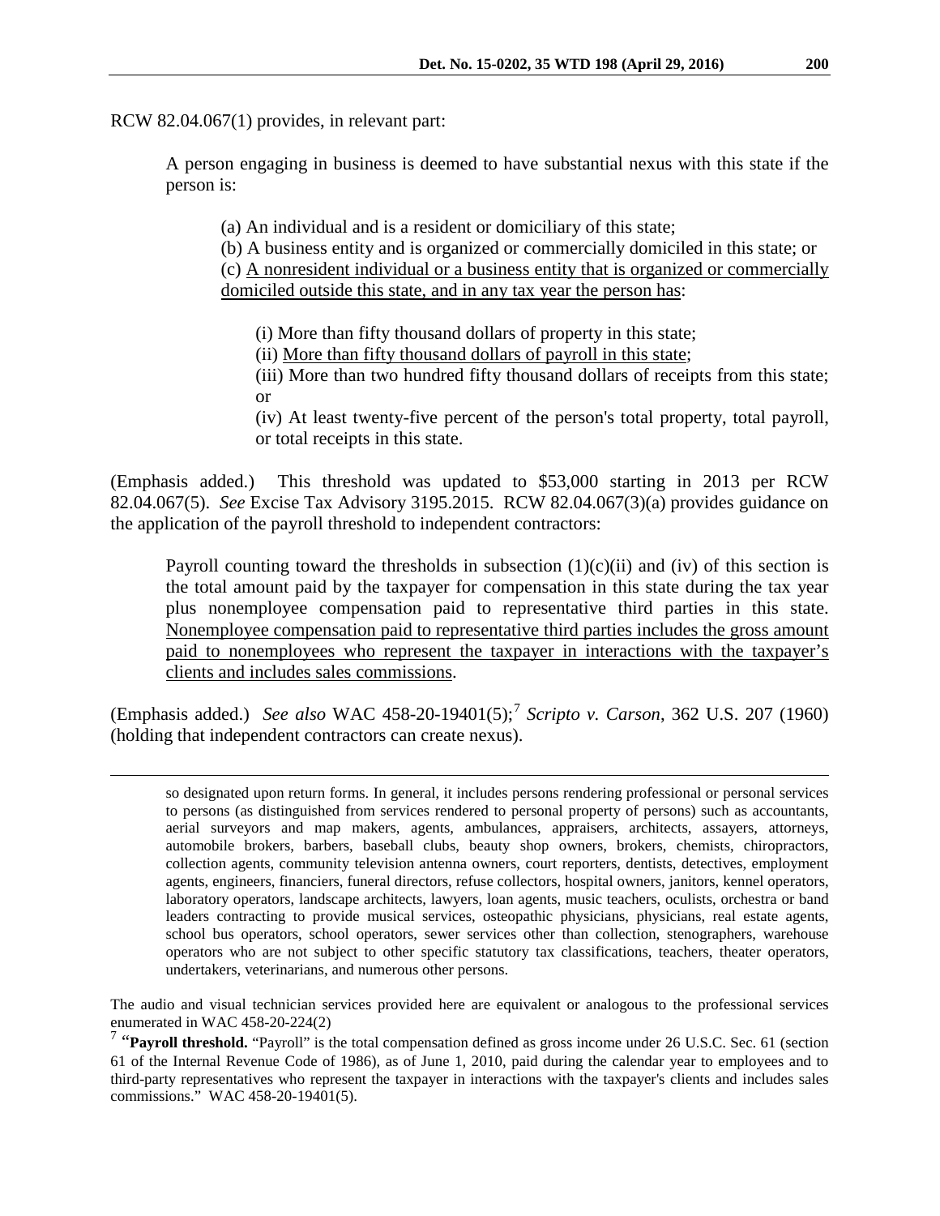RCW 82.04.067(1) provides, in relevant part:

> A person engaging in business is deemed to have substantial nexus with this state if the person is:
>
> > (a) An individual and is a resident or domiciliary of this state;
> > (b) A business entity and is organized or commercially domiciled in this state; or
> > (c) <u>A nonresident individual or a business entity that is organized or commercially domiciled outside this state, and in any tax year the person has</u>:
> >
> > > (i) More than fifty thousand dollars of property in this state;
> > > (ii) <u>More than fifty thousand dollars of payroll in this state</u>;
> > > (iii) More than two hundred fifty thousand dollars of receipts from this state; or
> > > (iv) At least twenty-five percent of the person's total property, total payroll, or total receipts in this state.

(Emphasis added.) This threshold was updated to $53,000 starting in 2013 per RCW 82.04.067(5). *See* Excise Tax Advisory 3195.2015. RCW 82.04.067(3)(a) provides guidance on the application of the payroll threshold to independent contractors:

> Payroll counting toward the thresholds in subsection (1)(c)(ii) and (iv) of this section is the total amount paid by the taxpayer for compensation in this state during the tax year plus nonemployee compensation paid to representative third parties in this state. <u>Nonemployee compensation paid to representative third parties includes the gross amount paid to nonemployees who represent the taxpayer in interactions with the taxpayer's clients and includes sales commissions</u>.

(Emphasis added.) *See also* WAC 458-20-19401(5);[7] *Scripto v. Carson*, 362 U.S. 207 (1960) (holding that independent contractors can create nexus).

---

> so designated upon return forms. In general, it includes persons rendering professional or personal services to persons (as distinguished from services rendered to personal property of persons) such as accountants, aerial surveyors and map makers, agents, ambulances, appraisers, architects, assayers, attorneys, automobile brokers, barbers, baseball clubs, beauty shop owners, brokers, chemists, chiropractors, collection agents, community television antenna owners, court reporters, dentists, detectives, employment agents, engineers, financiers, funeral directors, refuse collectors, hospital owners, janitors, kennel operators, laboratory operators, landscape architects, lawyers, loan agents, music teachers, oculists, orchestra or band leaders contracting to provide musical services, osteopathic physicians, physicians, real estate agents, school bus operators, school operators, sewer services other than collection, stenographers, warehouse operators who are not subject to other specific statutory tax classifications, teachers, theater operators, undertakers, veterinarians, and numerous other persons.

The audio and visual technician services provided here are equivalent or analogous to the professional services enumerated in WAC 458-20-224(2)

[7] "**Payroll threshold.** "Payroll" is the total compensation defined as gross income under 26 U.S.C. Sec. 61 (section 61 of the Internal Revenue Code of 1986), as of June 1, 2010, paid during the calendar year to employees and to third-party representatives who represent the taxpayer in interactions with the taxpayer's clients and includes sales commissions." WAC 458-20-19401(5).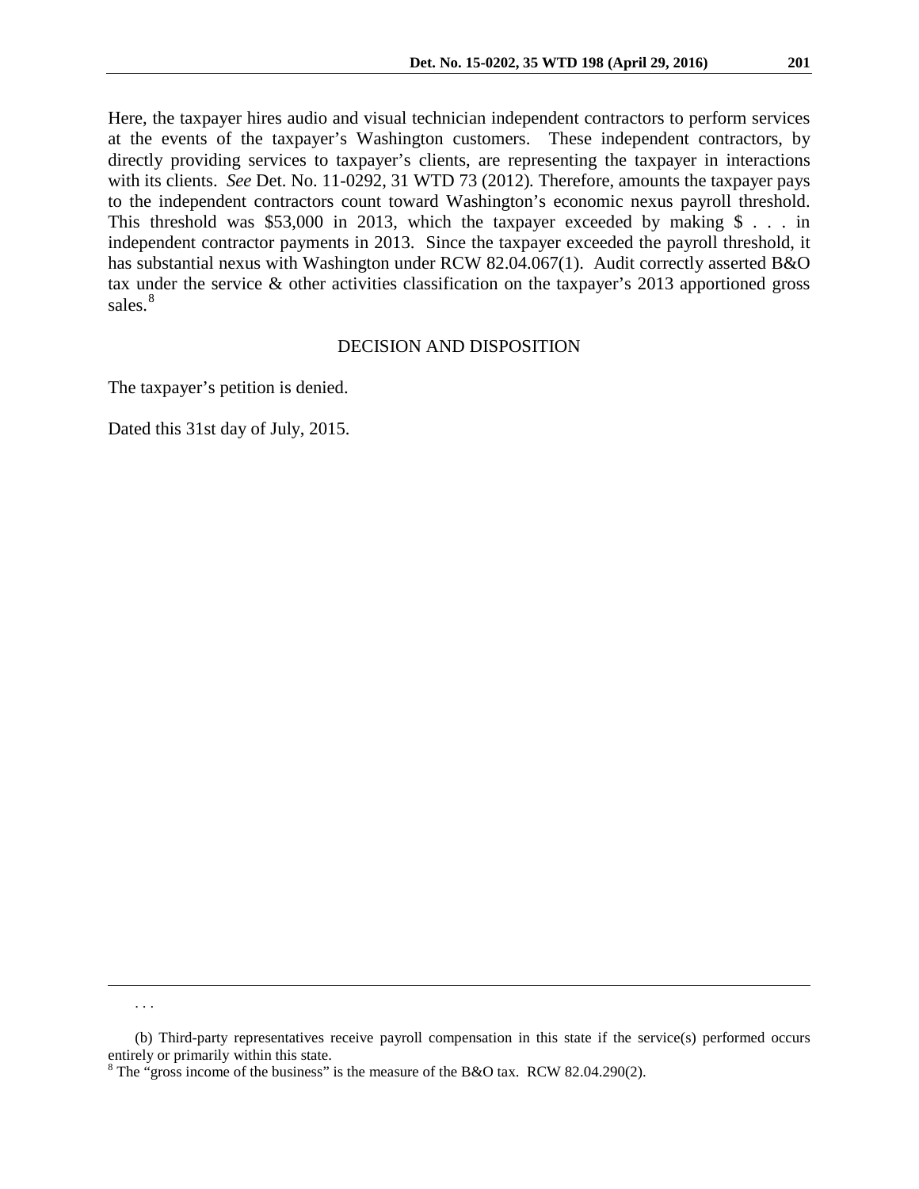Here, the taxpayer hires audio and visual technician independent contractors to perform services at the events of the taxpayer's Washington customers. These independent contractors, by directly providing services to taxpayer's clients, are representing the taxpayer in interactions with its clients. *See* Det. No. 11-0292, 31 WTD 73 (2012). Therefore, amounts the taxpayer pays to the independent contractors count toward Washington's economic nexus payroll threshold. This threshold was $53,000 in 2013, which the taxpayer exceeded by making $ . . . in independent contractor payments in 2013. Since the taxpayer exceeded the payroll threshold, it has substantial nexus with Washington under RCW 82.04.067(1). Audit correctly asserted B&O tax under the service & other activities classification on the taxpayer's 2013 apportioned gross sales.[8]

## DECISION AND DISPOSITION

The taxpayer's petition is denied.

Dated this 31st day of July, 2015.

---

. . .

(b) Third-party representatives receive payroll compensation in this state if the service(s) performed occurs entirely or primarily within this state.

[8] The "gross income of the business" is the measure of the B&O tax. RCW 82.04.290(2).